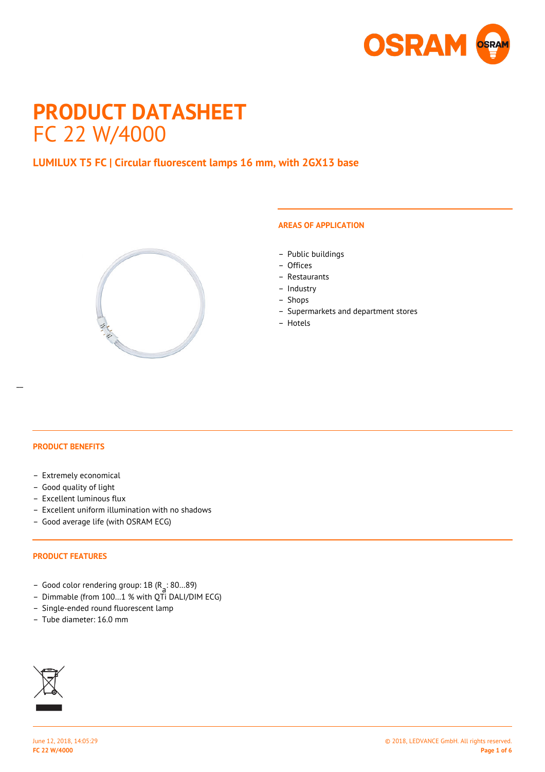# PRODUCT DATASHEET

FC 22 W/4000

## LUMILUX T5 FC | Circular fluorescent lamps 16 mm, with 2GX13 base

### AREAS OF APPLICATION

- Public buildings
- Offices
- Restaurants
- Industry
- Shops
- Supermarkets and department stores
- Hotels

### PRODUCT BENEFITS

- Extremely economical
- Good quality of light
- Excellent luminous flux
- Excellent uniform illumination with no shadows
- Good average life (with OSRAM ECG)

### PRODUCT FEATURES

- Good color rendering group: 1B ($R_a$: 80…89)
- Dimmable (from 100…1 % with QTi DALI/DIM ECG)
- Single-ended round fluorescent lamp
- Tube diameter: 16.0 mm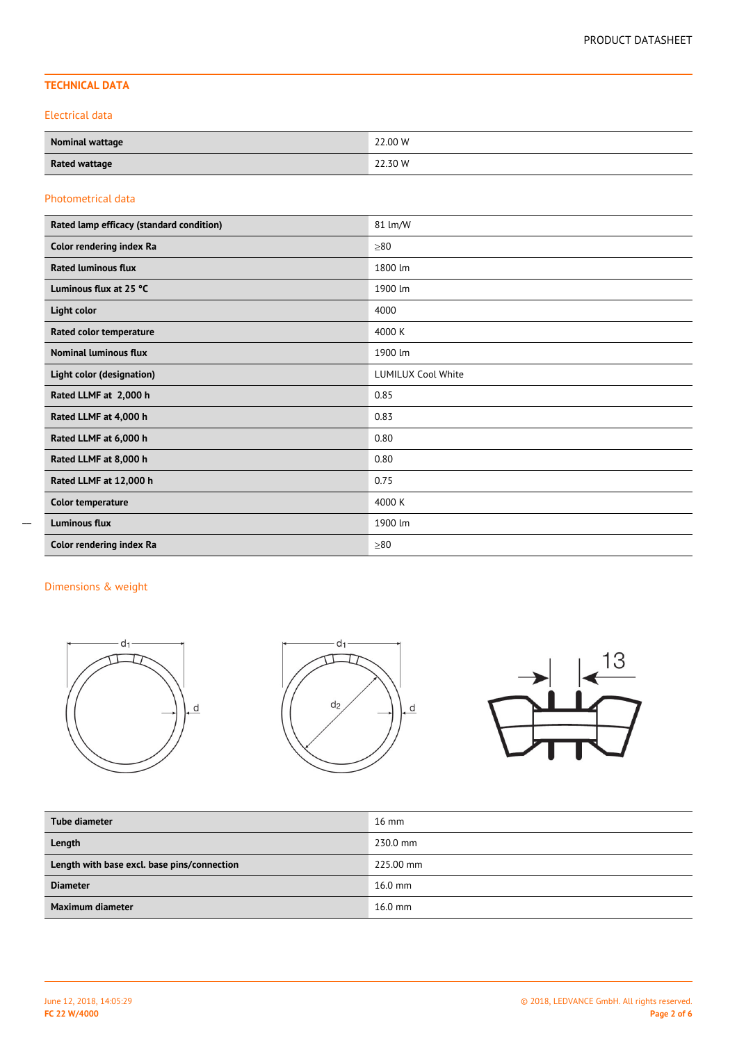## TECHNICAL DATA

### Electrical data

| | |
|---|---|
| **Nominal wattage** | 22.00 W |
| **Rated wattage** | 22.30 W |

### Photometrical data

| | |
|---|---|
| **Rated lamp efficacy (standard condition)** | 81 lm/W |
| **Color rendering index Ra** | ≥80 |
| **Rated luminous flux** | 1800 lm |
| **Luminous flux at 25 °C** | 1900 lm |
| **Light color** | 4000 |
| **Rated color temperature** | 4000 K |
| **Nominal luminous flux** | 1900 lm |
| **Light color (designation)** | LUMILUX Cool White |
| **Rated LLMF at 2,000 h** | 0.85 |
| **Rated LLMF at 4,000 h** | 0.83 |
| **Rated LLMF at 6,000 h** | 0.80 |
| **Rated LLMF at 8,000 h** | 0.80 |
| **Rated LLMF at 12,000 h** | 0.75 |
| **Color temperature** | 4000 K |
| **Luminous flux** | 1900 lm |
| **Color rendering index Ra** | ≥80 |

### Dimensions & weight

| | |
|---|---|
| **Tube diameter** | 16 mm |
| **Length** | 230.0 mm |
| **Length with base excl. base pins/connection** | 225.00 mm |
| **Diameter** | 16.0 mm |
| **Maximum diameter** | 16.0 mm |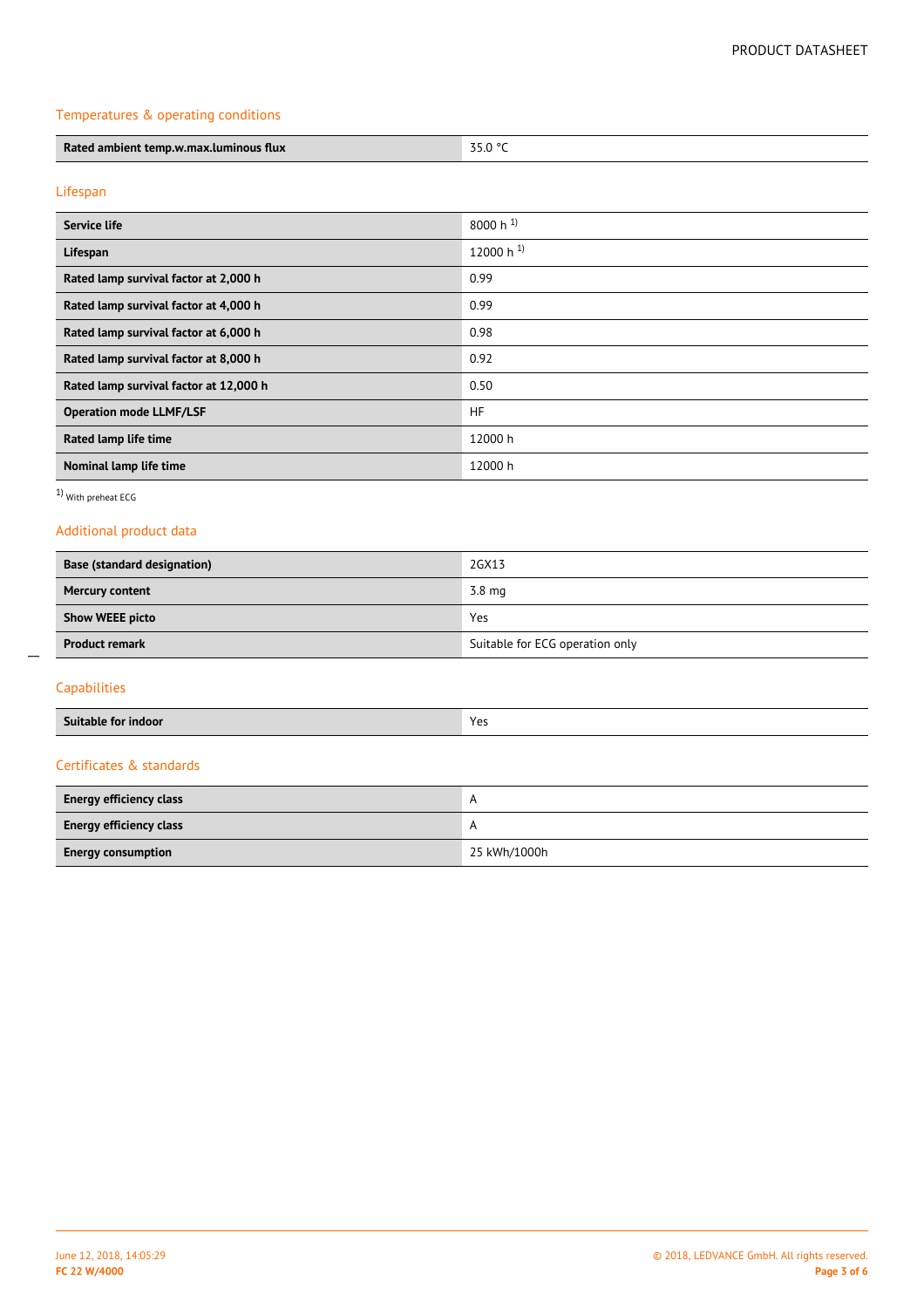## Temperatures & operating conditions

| Rated ambient temp.w.max.luminous flux | 35.0 °C |
| --- | --- |

## Lifespan

| Service life | 8000 h [1] |
| --- | --- |
| Lifespan | 12000 h [1] |
| Rated lamp survival factor at 2,000 h | 0.99 |
| Rated lamp survival factor at 4,000 h | 0.99 |
| Rated lamp survival factor at 6,000 h | 0.98 |
| Rated lamp survival factor at 8,000 h | 0.92 |
| Rated lamp survival factor at 12,000 h | 0.50 |
| Operation mode LLMF/LSF | HF |
| Rated lamp life time | 12000 h |
| Nominal lamp life time | 12000 h |

[1] With preheat ECG

## Additional product data

| Base (standard designation) | 2GX13 |
| --- | --- |
| Mercury content | 3.8 mg |
| Show WEEE picto | Yes |
| Product remark | Suitable for ECG operation only |

## Capabilities

| Suitable for indoor | Yes |
| --- | --- |

## Certificates & standards

| Energy efficiency class | A |
| --- | --- |
| Energy efficiency class | A |
| Energy consumption | 25 kWh/1000h |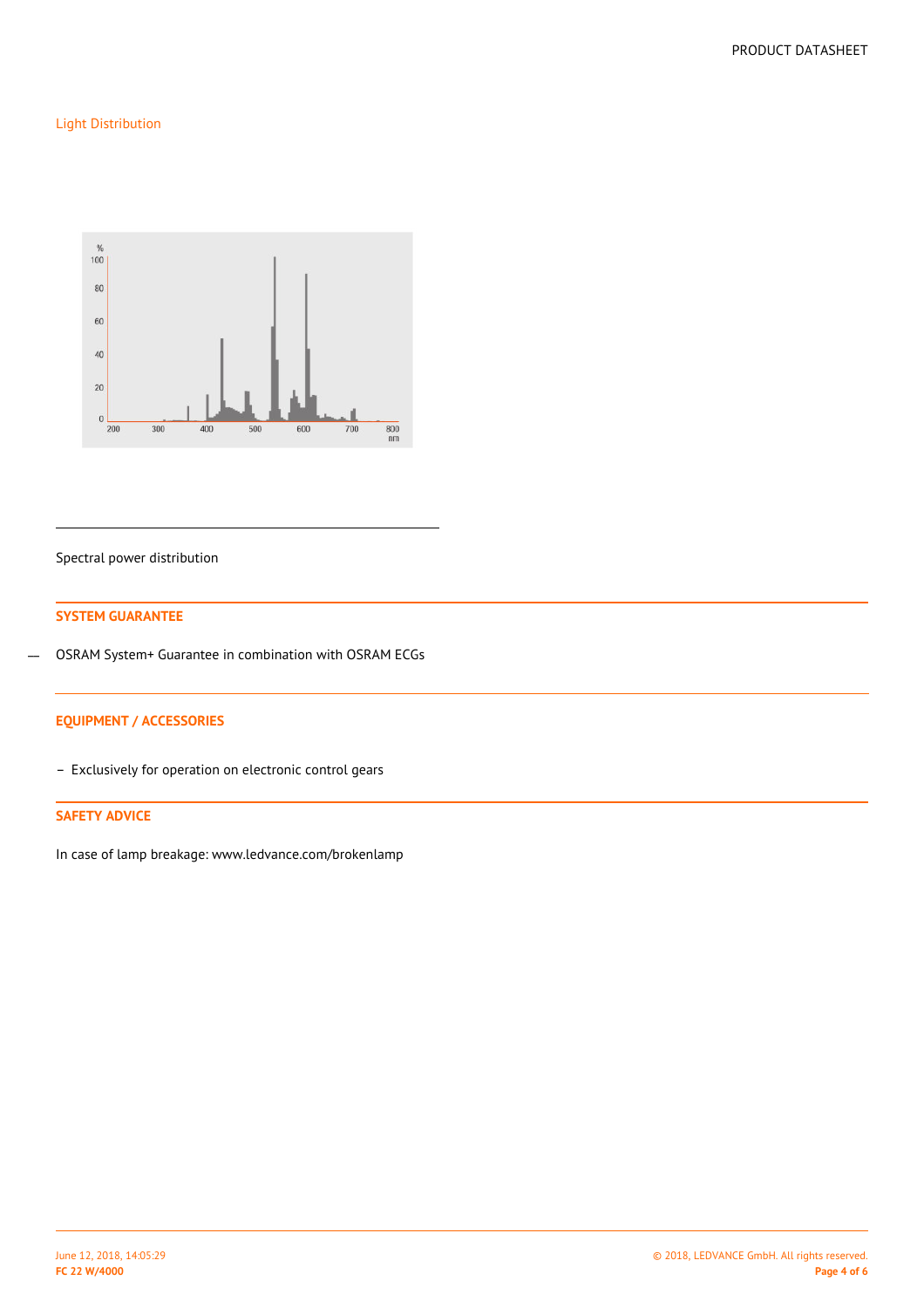## Light Distribution

Spectral power distribution

## SYSTEM GUARANTEE

- OSRAM System+ Guarantee in combination with OSRAM ECGs

## EQUIPMENT / ACCESSORIES

- Exclusively for operation on electronic control gears

## SAFETY ADVICE

In case of lamp breakage: www.ledvance.com/brokenlamp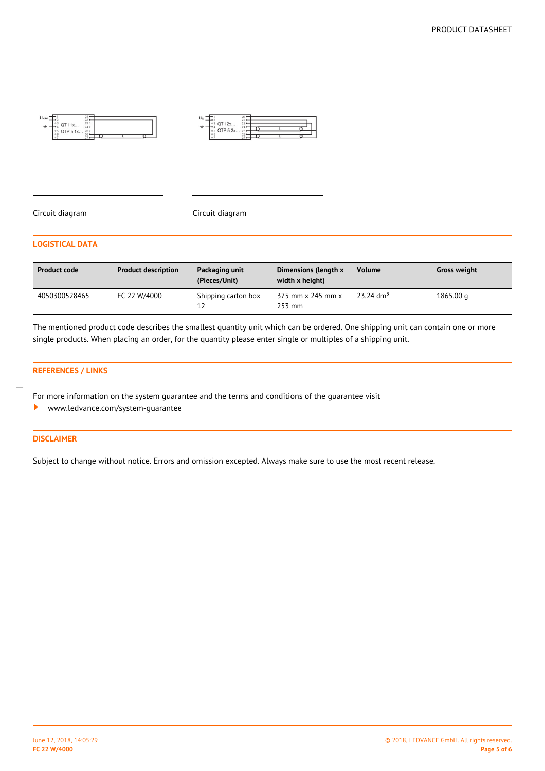Circuit diagram

Circuit diagram

## LOGISTICAL DATA

| Product code | Product description | Packaging unit (Pieces/Unit) | Dimensions (length x width x height) | Volume | Gross weight |
| --- | --- | --- | --- | --- | --- |
| 4050300528465 | FC 22 W/4000 | Shipping carton box 12 | 375 mm x 245 mm x 253 mm | 23.24 $dm^3$ | 1865.00 g |

The mentioned product code describes the smallest quantity unit which can be ordered. One shipping unit can contain one or more single products. When placing an order, for the quantity please enter single or multiples of a shipping unit.

## REFERENCES / LINKS

For more information on the system guarantee and the terms and conditions of the guarantee visit

- www.ledvance.com/system-guarantee

## DISCLAIMER

Subject to change without notice. Errors and omission excepted. Always make sure to use the most recent release.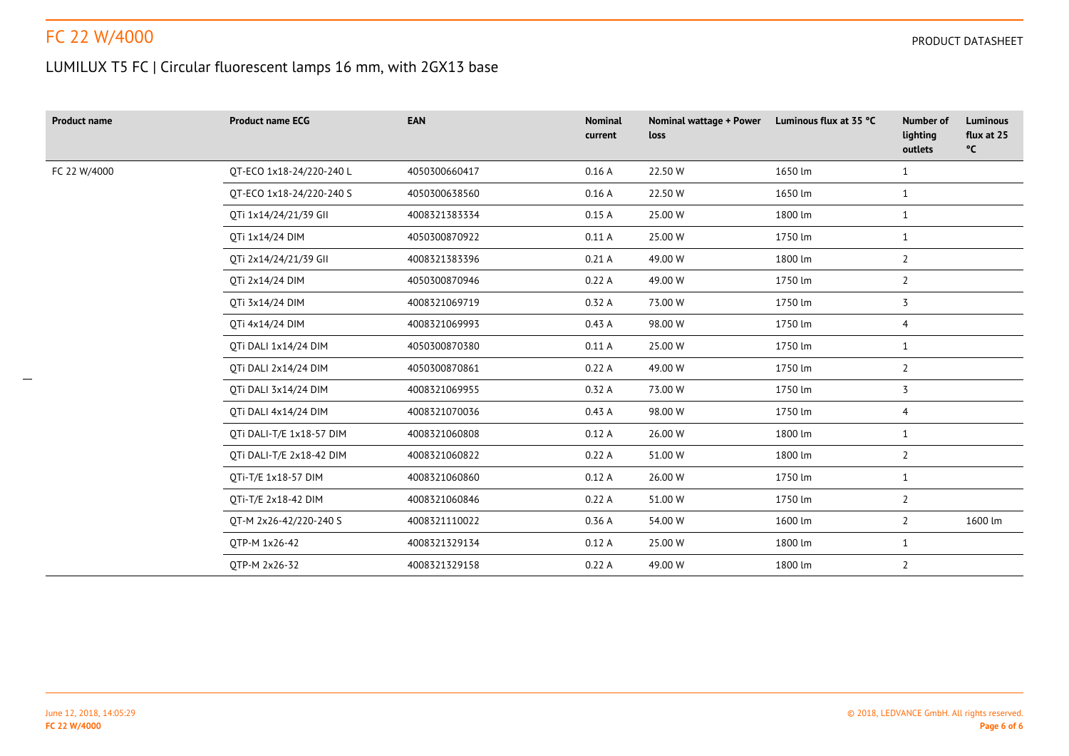# FC 22 W/4000

## LUMILUX T5 FC | Circular fluorescent lamps 16 mm, with 2GX13 base

| Product name | Product name ECG | EAN | Nominal current | Nominal wattage + Power loss | Luminous flux at 35 °C | Number of lighting outlets | Luminous flux at 25 °C |
|---|---|---|---|---|---|---|---|
| FC 22 W/4000 | QT-ECO 1x18-24/220-240 L | 4050300660417 | 0.16 A | 22.50 W | 1650 lm | 1 | |
| | QT-ECO 1x18-24/220-240 S | 4050300638560 | 0.16 A | 22.50 W | 1650 lm | 1 | |
| | QTi 1x14/24/21/39 GII | 4008321383334 | 0.15 A | 25.00 W | 1800 lm | 1 | |
| | QTi 1x14/24 DIM | 4050300870922 | 0.11 A | 25.00 W | 1750 lm | 1 | |
| | QTi 2x14/24/21/39 GII | 4008321383396 | 0.21 A | 49.00 W | 1800 lm | 2 | |
| | QTi 2x14/24 DIM | 4050300870946 | 0.22 A | 49.00 W | 1750 lm | 2 | |
| | QTi 3x14/24 DIM | 4008321069719 | 0.32 A | 73.00 W | 1750 lm | 3 | |
| | QTi 4x14/24 DIM | 4008321069993 | 0.43 A | 98.00 W | 1750 lm | 4 | |
| | QTi DALI 1x14/24 DIM | 4050300870380 | 0.11 A | 25.00 W | 1750 lm | 1 | |
| | QTi DALI 2x14/24 DIM | 4050300870861 | 0.22 A | 49.00 W | 1750 lm | 2 | |
| | QTi DALI 3x14/24 DIM | 4008321069955 | 0.32 A | 73.00 W | 1750 lm | 3 | |
| | QTi DALI 4x14/24 DIM | 4008321070036 | 0.43 A | 98.00 W | 1750 lm | 4 | |
| | QTi DALI-T/E 1x18-57 DIM | 4008321060808 | 0.12 A | 26.00 W | 1800 lm | 1 | |
| | QTi DALI-T/E 2x18-42 DIM | 4008321060822 | 0.22 A | 51.00 W | 1800 lm | 2 | |
| | QTi-T/E 1x18-57 DIM | 4008321060860 | 0.12 A | 26.00 W | 1750 lm | 1 | |
| | QTi-T/E 2x18-42 DIM | 4008321060846 | 0.22 A | 51.00 W | 1750 lm | 2 | |
| | QT-M 2x26-42/220-240 S | 4008321110022 | 0.36 A | 54.00 W | 1600 lm | 2 | 1600 lm |
| | QTP-M 1x26-42 | 4008321329134 | 0.12 A | 25.00 W | 1800 lm | 1 | |
| | QTP-M 2x26-32 | 4008321329158 | 0.22 A | 49.00 W | 1800 lm | 2 | |